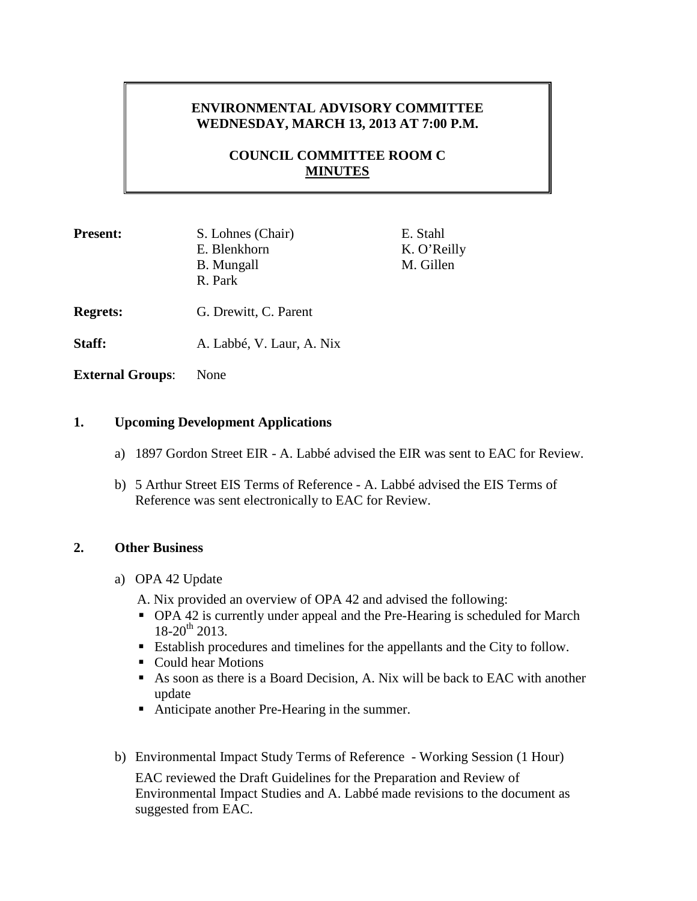# ENVIRONMENTAL ADVISORY COMMITTEE
## WEDNESDAY, MARCH 13, 2013 AT 7:00 P.M.

## COUNCIL COMMITTEE ROOM C
## MINUTES

**Present:** S. Lohnes (Chair), E. Blenkhorn, B. Mungall, R. Park, E. Stahl, K. O'Reilly, M. Gillen

**Regrets:** G. Drewitt, C. Parent

**Staff:** A. Labbé, V. Laur, A. Nix

**External Groups**: None

### 1. Upcoming Development Applications

a) 1897 Gordon Street EIR - A. Labbé advised the EIR was sent to EAC for Review.

b) 5 Arthur Street EIS Terms of Reference - A. Labbé advised the EIS Terms of Reference was sent electronically to EAC for Review.

### 2. Other Business

a) OPA 42 Update

A. Nix provided an overview of OPA 42 and advised the following:

- OPA 42 is currently under appeal and the Pre-Hearing is scheduled for March 18-20th 2013.
- Establish procedures and timelines for the appellants and the City to follow.
- Could hear Motions
- As soon as there is a Board Decision, A. Nix will be back to EAC with another update
- Anticipate another Pre-Hearing in the summer.

b) Environmental Impact Study Terms of Reference - Working Session (1 Hour)

EAC reviewed the Draft Guidelines for the Preparation and Review of Environmental Impact Studies and A. Labbé made revisions to the document as suggested from EAC.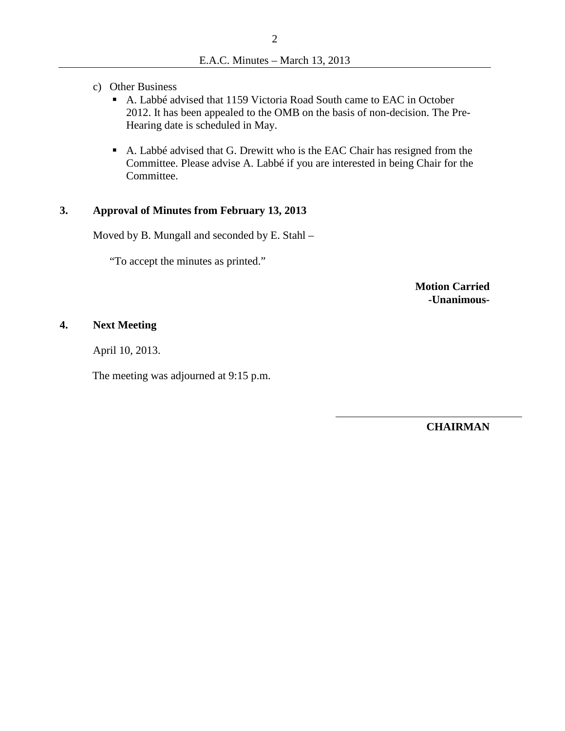c) Other Business
   - A. Labbé advised that 1159 Victoria Road South came to EAC in October 2012. It has been appealed to the OMB on the basis of non-decision. The Pre-Hearing date is scheduled in May.

   - A. Labbé advised that G. Drewitt who is the EAC Chair has resigned from the Committee. Please advise A. Labbé if you are interested in being Chair for the Committee.

**3. Approval of Minutes from February 13, 2013**

Moved by B. Mungall and seconded by E. Stahl –

"To accept the minutes as printed."

**Motion Carried**
**-Unanimous-**

**4. Next Meeting**

April 10, 2013.

The meeting was adjourned at 9:15 p.m.

\_\_\_\_\_\_\_\_\_\_\_\_\_\_\_\_\_\_\_\_\_\_\_\_\_\_\_\_\_\_\_\_\_\_

**CHAIRMAN**